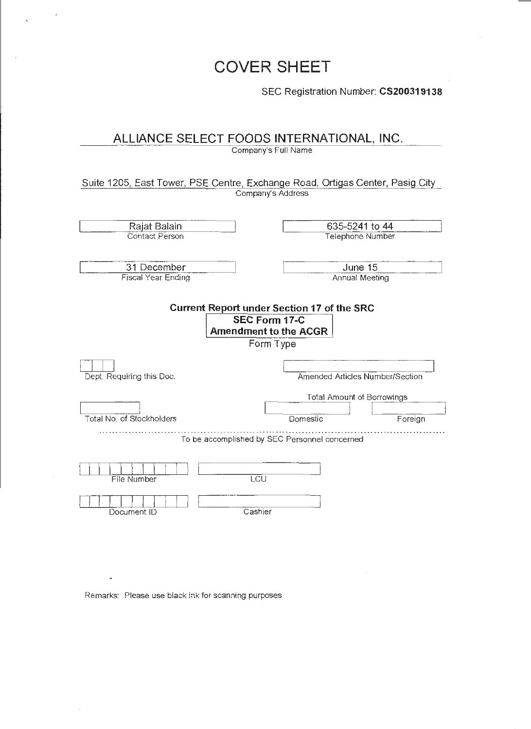# COVER SHEET

SEC Registration Number: **CS200319138**

## ALLIANCE SELECT FOODS INTERNATIONAL, INC.

Company's Full Name

Suite 1205, East Tower, PSE Centre, Exchange Road, Ortigas Center, Pasig City

Company's Address

| Rajat Balain | 635-5241 to 44 |
| --- | --- |
| Contact Person | Telephone Number |
| 31 December | June 15 |
| Fiscal Year Ending | Annual Meeting |

**Current Report under Section 17 of the SRC**

**SEC Form 17-C**
**Amendment to the ACGR**

Form Type

Dept. Requiring this Doc.

Amended Articles Number/Section

Total Amount of Borrowings

Total No. of Stockholders

Domestic

Foreign

To be accomplished by SEC Personnel concerned

File Number

LCU

Document ID

Cashier

Remarks: Please use black ink for scanning purposes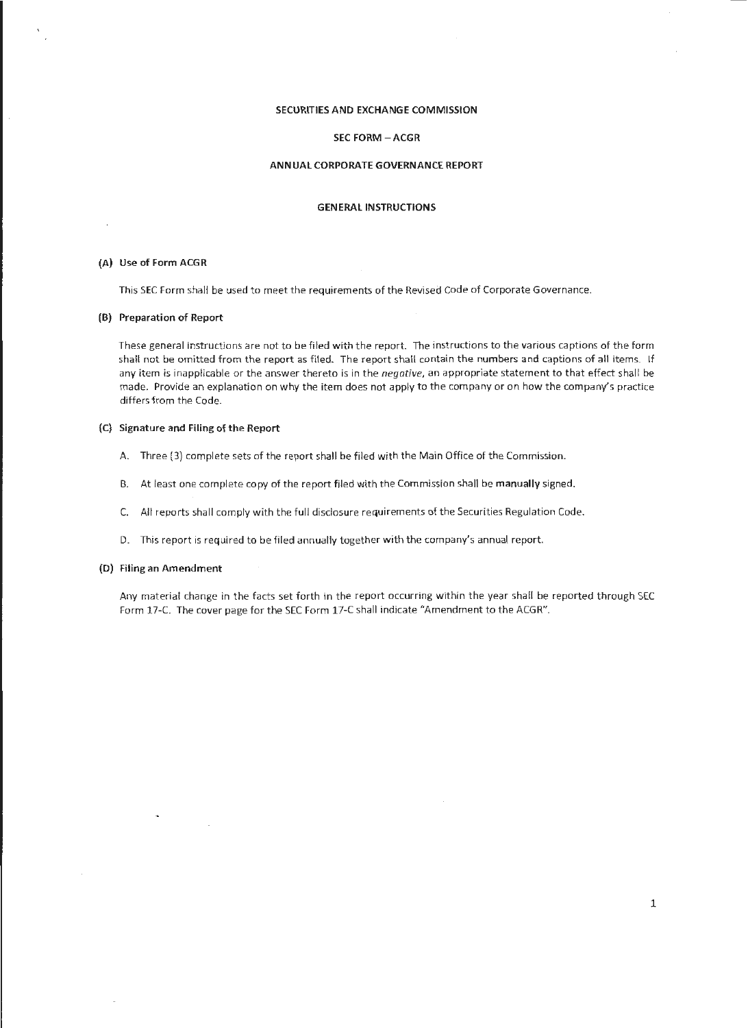# SECURITIES AND EXCHANGE COMMISSION

## SEC FORM – ACGR

## ANNUAL CORPORATE GOVERNANCE REPORT

### GENERAL INSTRUCTIONS

**(A) Use of Form ACGR**

This SEC Form shall be used to meet the requirements of the Revised Code of Corporate Governance.

**(B) Preparation of Report**

These general instructions are not to be filed with the report. The instructions to the various captions of the form shall not be omitted from the report as filed. The report shall contain the numbers and captions of all items. If any item is inapplicable or the answer thereto is in the *negative*, an appropriate statement to that effect shall be made. Provide an explanation on why the item does not apply to the company or on how the company's practice differs from the Code.

**(C) Signature and Filing of the Report**

A. Three (3) complete sets of the report shall be filed with the Main Office of the Commission.

B. At least one complete copy of the report filed with the Commission shall be **manually** signed.

C. All reports shall comply with the full disclosure requirements of the Securities Regulation Code.

D. This report is required to be filed annually together with the company's annual report.

**(D) Filing an Amendment**

Any material change in the facts set forth in the report occurring within the year shall be reported through SEC Form 17-C. The cover page for the SEC Form 17-C shall indicate "Amendment to the ACGR".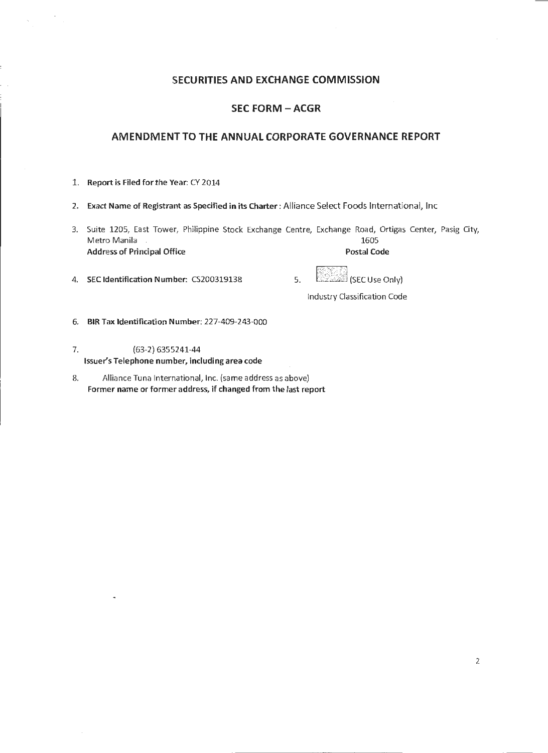# SECURITIES AND EXCHANGE COMMISSION

## SEC FORM – ACGR

## AMENDMENT TO THE ANNUAL CORPORATE GOVERNANCE REPORT

1. **Report is Filed for the Year:** CY 2014

2. **Exact Name of Registrant as Specified in its Charter** : Alliance Select Foods International, Inc

3. Suite 1205, East Tower, Philippine Stock Exchange Centre, Exchange Road, Ortigas Center, Pasig City, Metro Manila 1605
   **Address of Principal Office** **Postal Code**

4. **SEC Identification Number:** CS200319138

5. (SEC Use Only)
   Industry Classification Code

6. **BIR Tax Identification Number:** 227-409-243-000

7. (63-2) 6355241-44
   **Issuer's Telephone number, including area code**

8. Alliance Tuna International, Inc. (same address as above)
   **Former name or former address, if changed from the last report**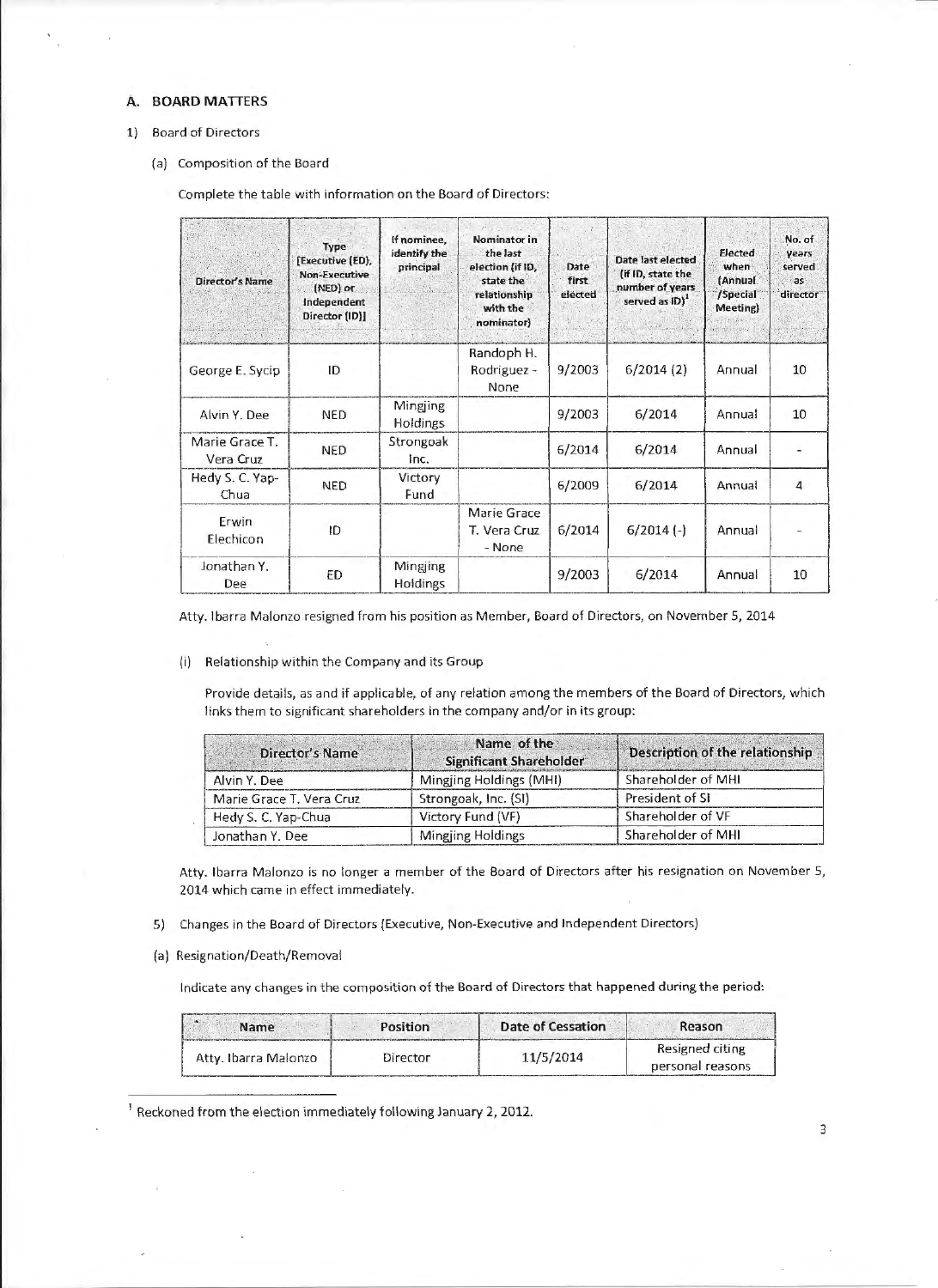## A. BOARD MATTERS

1) Board of Directors

(a) Composition of the Board

Complete the table with information on the Board of Directors:

| Director's Name | Type [Executive (ED), Non-Executive (NED) or Independent Director (ID)] | If nominee, identify the principal | Nominator in the last election (if ID, state the relationship with the nominator) | Date first elected | Date last elected (if ID, state the number of years served as ID)[1] | Elected when (Annual /Special Meeting) | No. of years served as director |
|---|---|---|---|---|---|---|---|
| George E. Sycip | ID | | Randoph H. Rodriguez - None | 9/2003 | 6/2014 (2) | Annual | 10 |
| Alvin Y. Dee | NED | Mingjing Holdings | | 9/2003 | 6/2014 | Annual | 10 |
| Marie Grace T. Vera Cruz | NED | Strongoak Inc. | | 6/2014 | 6/2014 | Annual | - |
| Hedy S. C. Yap-Chua | NED | Victory Fund | | 6/2009 | 6/2014 | Annual | 4 |
| Erwin Elechicon | ID | | Marie Grace T. Vera Cruz - None | 6/2014 | 6/2014 (-) | Annual | - |
| Jonathan Y. Dee | ED | Mingjing Holdings | | 9/2003 | 6/2014 | Annual | 10 |

Atty. Ibarra Malonzo resigned from his position as Member, Board of Directors, on November 5, 2014

(i) Relationship within the Company and its Group

Provide details, as and if applicable, of any relation among the members of the Board of Directors, which links them to significant shareholders in the company and/or in its group:

| Director's Name | Name of the Significant Shareholder | Description of the relationship |
|---|---|---|
| Alvin Y. Dee | Mingjing Holdings (MHI) | Shareholder of MHI |
| Marie Grace T. Vera Cruz | Strongoak, Inc. (SI) | President of SI |
| Hedy S. C. Yap-Chua | Victory Fund (VF) | Shareholder of VF |
| Jonathan Y. Dee | Mingjing Holdings | Shareholder of MHI |

Atty. Ibarra Malonzo is no longer a member of the Board of Directors after his resignation on November 5, 2014 which came in effect immediately.

5) Changes in the Board of Directors (Executive, Non-Executive and Independent Directors)

(a) Resignation/Death/Removal

Indicate any changes in the composition of the Board of Directors that happened during the period:

| Name | Position | Date of Cessation | Reason |
|---|---|---|---|
| Atty. Ibarra Malonzo | Director | 11/5/2014 | Resigned citing personal reasons |

[1] Reckoned from the election immediately following January 2, 2012.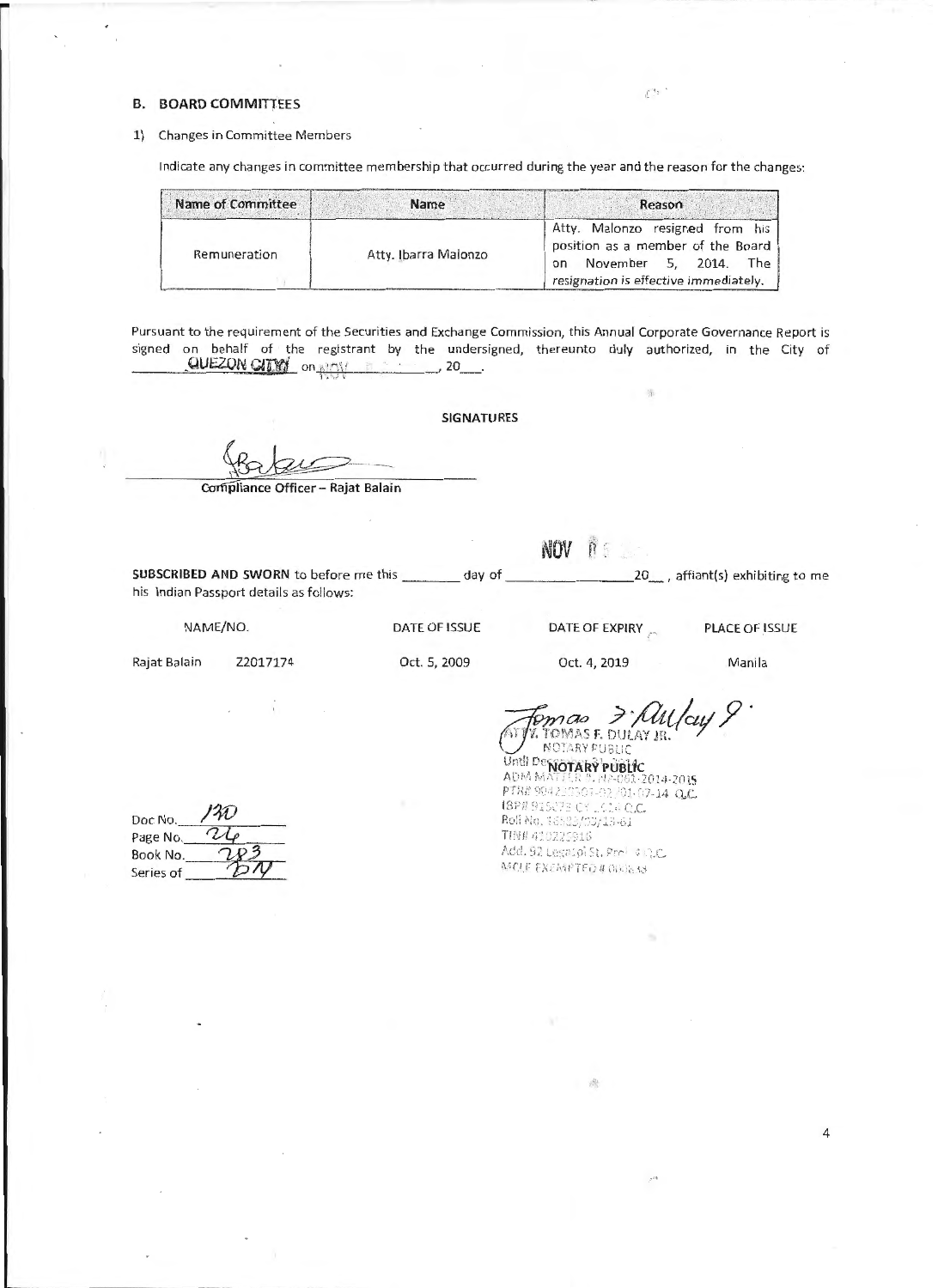## B. BOARD COMMITTEES

1) Changes in Committee Members

Indicate any changes in committee membership that occurred during the year and the reason for the changes:

| Name of Committee | Name | Reason |
|---|---|---|
| Remuneration | Atty. Ibarra Malonzo | Atty. Malonzo resigned from his position as a member of the Board on November 5, 2014. The *resignation is effective immediately.* |

Pursuant to the requirement of the Securities and Exchange Commission, this Annual Corporate Governance Report is signed on behalf of the registrant by the undersigned, thereunto duly authorized, in the City of QUEZON CITY on NOV \_\_\_\_\_\_\_, 20\_\_\_.

**SIGNATURES**

**Compliance Officer – Rajat Balain**

NOV

**SUBSCRIBED AND SWORN** to before me this \_\_\_\_\_\_\_\_ day of \_\_\_\_\_\_\_\_\_\_\_\_\_\_\_\_\_\_20\_\_, affiant(s) exhibiting to me his Indian Passport details as follows:

| NAME/NO. | | DATE OF ISSUE | DATE OF EXPIRY | PLACE OF ISSUE |
|---|---|---|---|---|
| Rajat Balain | Z2017174 | Oct. 5, 2009 | Oct. 4, 2019 | Manila |

ATTY. TOMAS F. DULAY JR.
NOTARY PUBLIC

Doc No. 130
Page No. 26
Book No. 283
Series of 2014